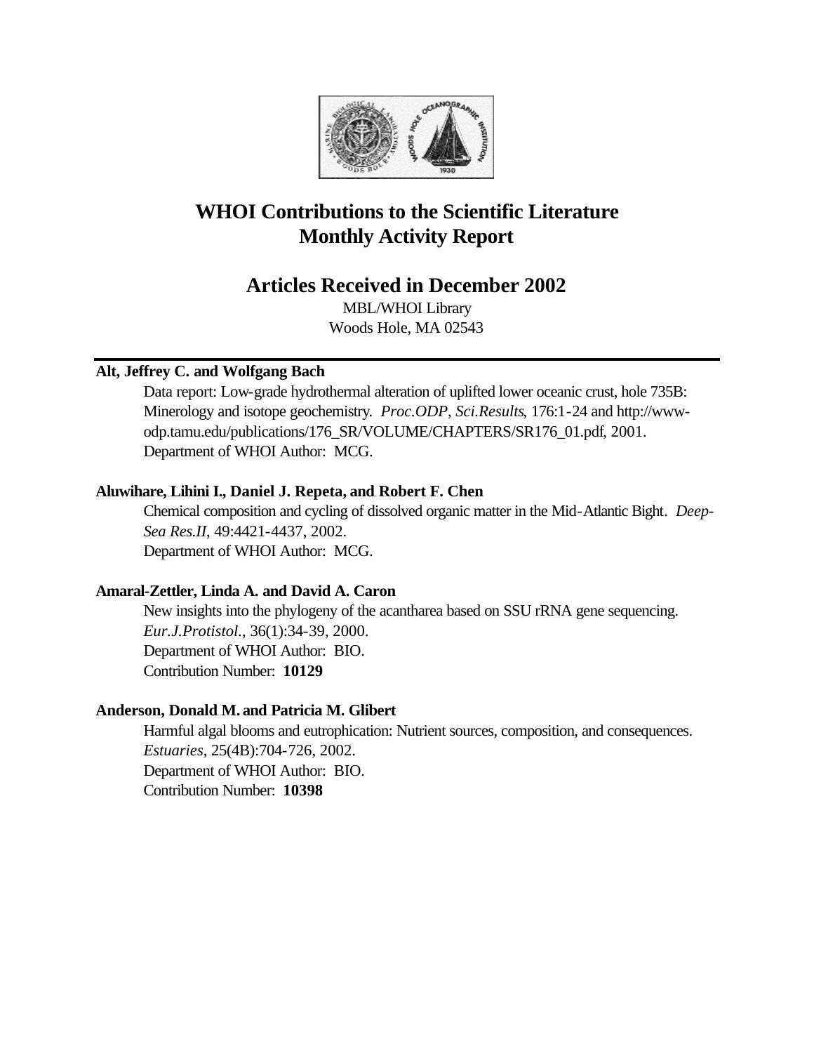# WHOI Contributions to the Scientific Literature Monthly Activity Report

## Articles Received in December 2002

MBL/WHOI Library
Woods Hole, MA 02543

---

**Alt, Jeffrey C. and Wolfgang Bach**

Data report: Low-grade hydrothermal alteration of uplifted lower oceanic crust, hole 735B: Minerology and isotope geochemistry. *Proc.ODP, Sci.Results*, 176:1-24 and http://www-odp.tamu.edu/publications/176_SR/VOLUME/CHAPTERS/SR176_01.pdf, 2001.
Department of WHOI Author: MCG.

**Aluwihare, Lihini I., Daniel J. Repeta, and Robert F. Chen**

Chemical composition and cycling of dissolved organic matter in the Mid-Atlantic Bight. *Deep-Sea Res.II*, 49:4421-4437, 2002.
Department of WHOI Author: MCG.

**Amaral-Zettler, Linda A. and David A. Caron**

New insights into the phylogeny of the acantharea based on SSU rRNA gene sequencing. *Eur.J.Protistol.*, 36(1):34-39, 2000.
Department of WHOI Author: BIO.
Contribution Number: **10129**

**Anderson, Donald M. and Patricia M. Glibert**

Harmful algal blooms and eutrophication: Nutrient sources, composition, and consequences. *Estuaries*, 25(4B):704-726, 2002.
Department of WHOI Author: BIO.
Contribution Number: **10398**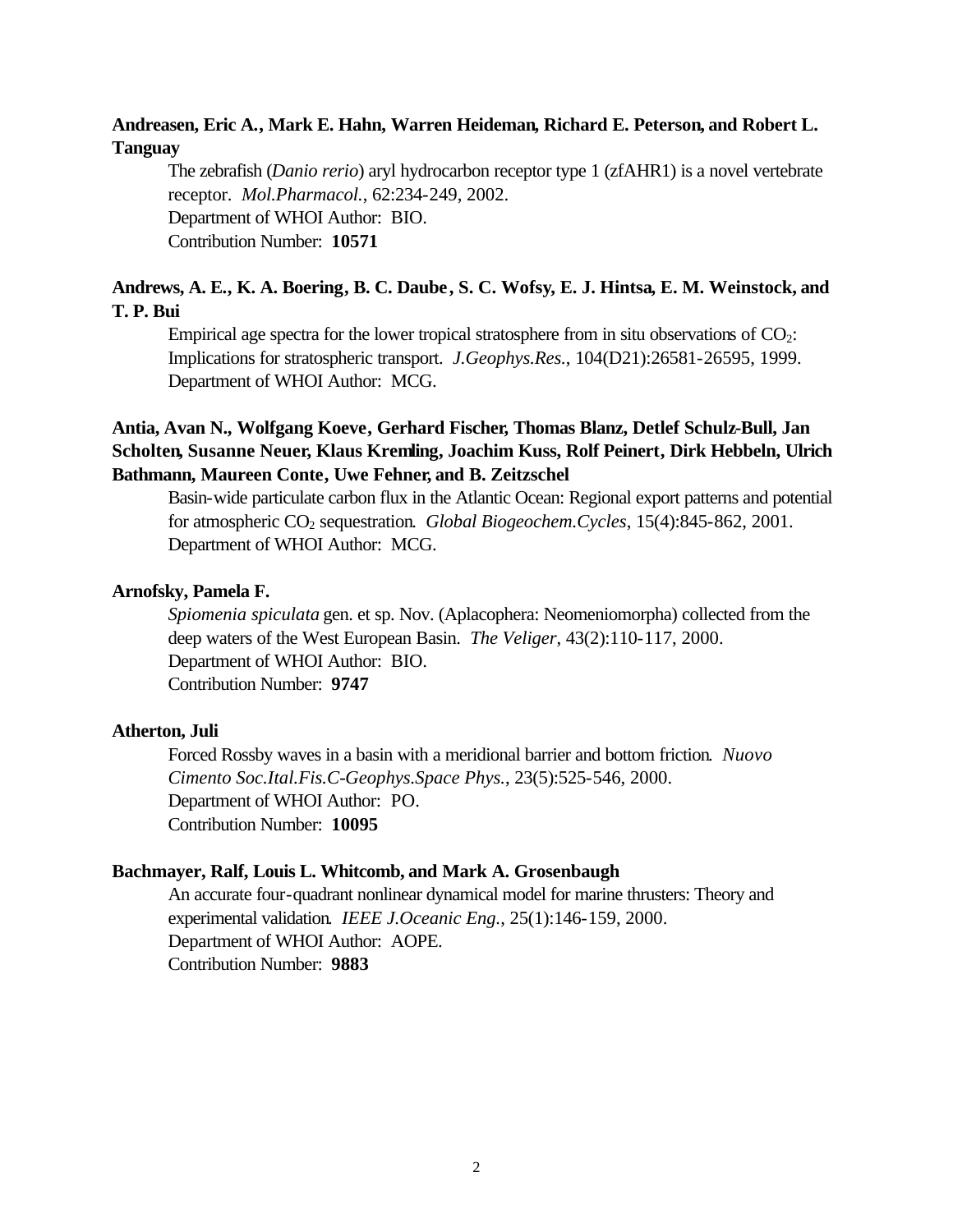**Andreasen, Eric A., Mark E. Hahn, Warren Heideman, Richard E. Peterson, and Robert L. Tanguay**

The zebrafish (*Danio rerio*) aryl hydrocarbon receptor type 1 (zfAHR1) is a novel vertebrate receptor. *Mol.Pharmacol.*, 62:234-249, 2002.
Department of WHOI Author: BIO.
Contribution Number: **10571**

**Andrews, A. E., K. A. Boering, B. C. Daube, S. C. Wofsy, E. J. Hintsa, E. M. Weinstock, and T. P. Bui**

Empirical age spectra for the lower tropical stratosphere from in situ observations of $CO_2$: Implications for stratospheric transport. *J.Geophys.Res.*, 104(D21):26581-26595, 1999.
Department of WHOI Author: MCG.

**Antia, Avan N., Wolfgang Koeve, Gerhard Fischer, Thomas Blanz, Detlef Schulz-Bull, Jan Scholten, Susanne Neuer, Klaus Kremling, Joachim Kuss, Rolf Peinert, Dirk Hebbeln, Ulrich Bathmann, Maureen Conte, Uwe Fehner, and B. Zeitzschel**

Basin-wide particulate carbon flux in the Atlantic Ocean: Regional export patterns and potential for atmospheric $CO_2$ sequestration. *Global Biogeochem.Cycles*, 15(4):845-862, 2001.
Department of WHOI Author: MCG.

**Arnofsky, Pamela F.**

*Spiomenia spiculata* gen. et sp. Nov. (Aplacophera: Neomeniomorpha) collected from the deep waters of the West European Basin. *The Veliger*, 43(2):110-117, 2000.
Department of WHOI Author: BIO.
Contribution Number: **9747**

**Atherton, Juli**

Forced Rossby waves in a basin with a meridional barrier and bottom friction. *Nuovo Cimento Soc.Ital.Fis.C-Geophys.Space Phys.*, 23(5):525-546, 2000.
Department of WHOI Author: PO.
Contribution Number: **10095**

**Bachmayer, Ralf, Louis L. Whitcomb, and Mark A. Grosenbaugh**

An accurate four-quadrant nonlinear dynamical model for marine thrusters: Theory and experimental validation. *IEEE J.Oceanic Eng.*, 25(1):146-159, 2000.
Department of WHOI Author: AOPE.
Contribution Number: **9883**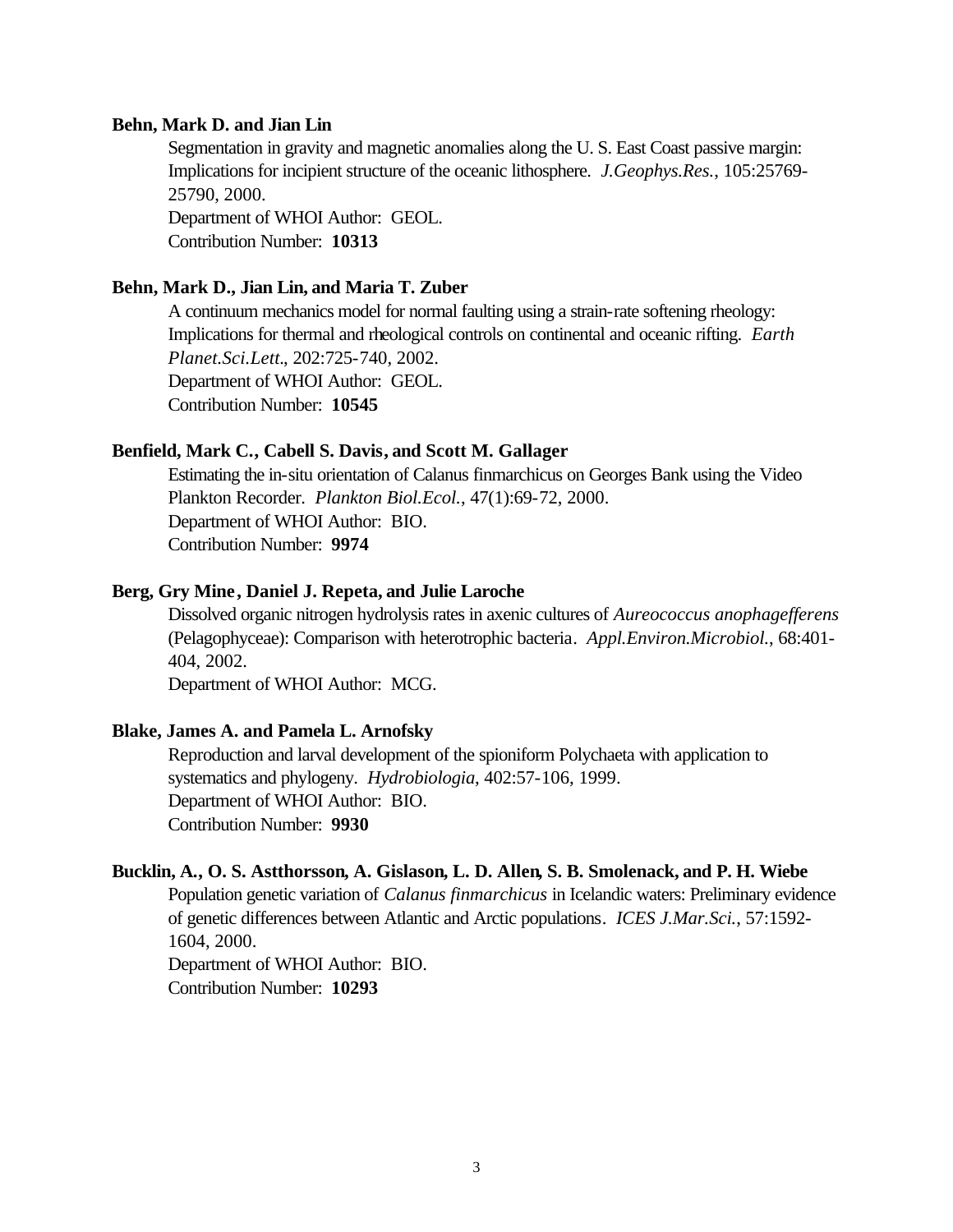**Behn, Mark D. and Jian Lin**

Segmentation in gravity and magnetic anomalies along the U. S. East Coast passive margin: Implications for incipient structure of the oceanic lithosphere. *J.Geophys.Res.*, 105:25769-25790, 2000.
Department of WHOI Author: GEOL.
Contribution Number: **10313**

**Behn, Mark D., Jian Lin, and Maria T. Zuber**

A continuum mechanics model for normal faulting using a strain-rate softening rheology: Implications for thermal and rheological controls on continental and oceanic rifting. *Earth Planet.Sci.Lett.*, 202:725-740, 2002.
Department of WHOI Author: GEOL.
Contribution Number: **10545**

**Benfield, Mark C., Cabell S. Davis, and Scott M. Gallager**

Estimating the in-situ orientation of Calanus finmarchicus on Georges Bank using the Video Plankton Recorder. *Plankton Biol.Ecol.*, 47(1):69-72, 2000.
Department of WHOI Author: BIO.
Contribution Number: **9974**

**Berg, Gry Mine, Daniel J. Repeta, and Julie Laroche**

Dissolved organic nitrogen hydrolysis rates in axenic cultures of *Aureococcus anophagefferens* (Pelagophyceae): Comparison with heterotrophic bacteria. *Appl.Environ.Microbiol.*, 68:401-404, 2002.
Department of WHOI Author: MCG.

**Blake, James A. and Pamela L. Arnofsky**

Reproduction and larval development of the spioniform Polychaeta with application to systematics and phylogeny. *Hydrobiologia*, 402:57-106, 1999.
Department of WHOI Author: BIO.
Contribution Number: **9930**

**Bucklin, A., O. S. Astthorsson, A. Gislason, L. D. Allen, S. B. Smolenack, and P. H. Wiebe**

Population genetic variation of *Calanus finmarchicus* in Icelandic waters: Preliminary evidence of genetic differences between Atlantic and Arctic populations. *ICES J.Mar.Sci.*, 57:1592-1604, 2000.
Department of WHOI Author: BIO.
Contribution Number: **10293**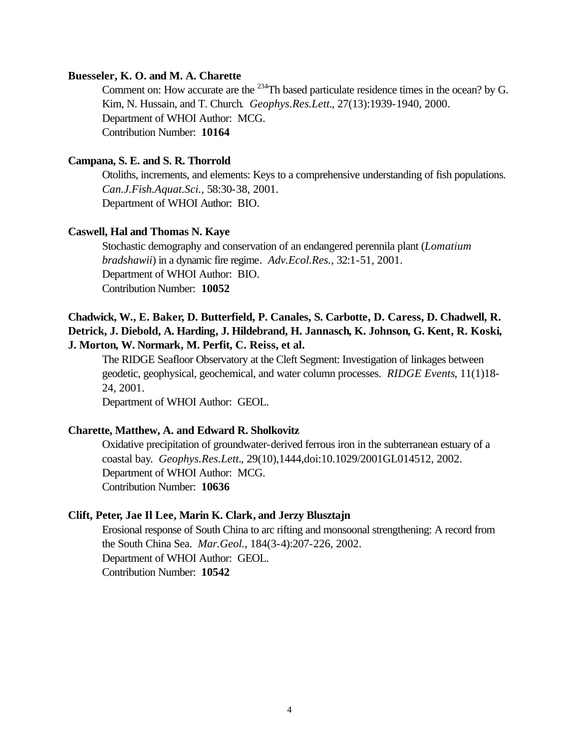**Buesseler, K. O. and M. A. Charette**

Comment on: How accurate are the $^{234}$Th based particulate residence times in the ocean? by G. Kim, N. Hussain, and T. Church. *Geophys.Res.Lett.*, 27(13):1939-1940, 2000.
Department of WHOI Author: MCG.
Contribution Number: **10164**

**Campana, S. E. and S. R. Thorrold**

Otoliths, increments, and elements: Keys to a comprehensive understanding of fish populations. *Can.J.Fish.Aquat.Sci.*, 58:30-38, 2001.
Department of WHOI Author: BIO.

**Caswell, Hal and Thomas N. Kaye**

Stochastic demography and conservation of an endangered perennila plant (*Lomatium bradshawii*) in a dynamic fire regime. *Adv.Ecol.Res.*, 32:1-51, 2001.
Department of WHOI Author: BIO.
Contribution Number: **10052**

**Chadwick, W., E. Baker, D. Butterfield, P. Canales, S. Carbotte, D. Caress, D. Chadwell, R. Detrick, J. Diebold, A. Harding, J. Hildebrand, H. Jannasch, K. Johnson, G. Kent, R. Koski, J. Morton, W. Normark, M. Perfit, C. Reiss, et al.**

The RIDGE Seafloor Observatory at the Cleft Segment: Investigation of linkages between geodetic, geophysical, geochemical, and water column processes. *RIDGE Events*, 11(1)18-24, 2001.
Department of WHOI Author: GEOL.

**Charette, Matthew, A. and Edward R. Sholkovitz**

Oxidative precipitation of groundwater-derived ferrous iron in the subterranean estuary of a coastal bay. *Geophys.Res.Lett.*, 29(10),1444,doi:10.1029/2001GL014512, 2002.
Department of WHOI Author: MCG.
Contribution Number: **10636**

**Clift, Peter, Jae Il Lee, Marin K. Clark, and Jerzy Blusztajn**

Erosional response of South China to arc rifting and monsoonal strengthening: A record from the South China Sea. *Mar.Geol.*, 184(3-4):207-226, 2002.
Department of WHOI Author: GEOL.
Contribution Number: **10542**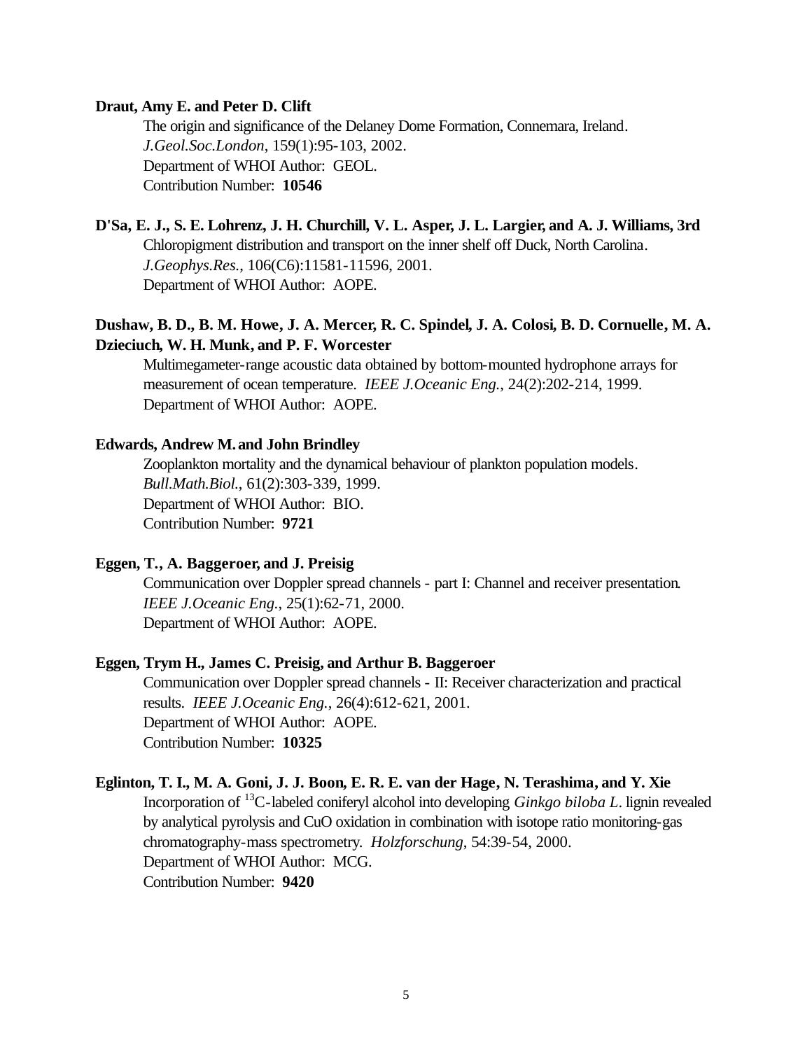**Draut, Amy E. and Peter D. Clift**

The origin and significance of the Delaney Dome Formation, Connemara, Ireland.
*J.Geol.Soc.London*, 159(1):95-103, 2002.
Department of WHOI Author: GEOL.
Contribution Number: **10546**

**D'Sa, E. J., S. E. Lohrenz, J. H. Churchill, V. L. Asper, J. L. Largier, and A. J. Williams, 3rd**

Chloropigment distribution and transport on the inner shelf off Duck, North Carolina.
*J.Geophys.Res.*, 106(C6):11581-11596, 2001.
Department of WHOI Author: AOPE.

**Dushaw, B. D., B. M. Howe, J. A. Mercer, R. C. Spindel, J. A. Colosi, B. D. Cornuelle, M. A. Dzieciuch, W. H. Munk, and P. F. Worcester**

Multimegameter-range acoustic data obtained by bottom-mounted hydrophone arrays for measurement of ocean temperature. *IEEE J.Oceanic Eng.*, 24(2):202-214, 1999.
Department of WHOI Author: AOPE.

**Edwards, Andrew M. and John Brindley**

Zooplankton mortality and the dynamical behaviour of plankton population models.
*Bull.Math.Biol.*, 61(2):303-339, 1999.
Department of WHOI Author: BIO.
Contribution Number: **9721**

**Eggen, T., A. Baggeroer, and J. Preisig**

Communication over Doppler spread channels - part I: Channel and receiver presentation.
*IEEE J.Oceanic Eng.*, 25(1):62-71, 2000.
Department of WHOI Author: AOPE.

**Eggen, Trym H., James C. Preisig, and Arthur B. Baggeroer**

Communication over Doppler spread channels - II: Receiver characterization and practical results. *IEEE J.Oceanic Eng.*, 26(4):612-621, 2001.
Department of WHOI Author: AOPE.
Contribution Number: **10325**

**Eglinton, T. I., M. A. Goni, J. J. Boon, E. R. E. van der Hage, N. Terashima, and Y. Xie**

Incorporation of $^{13}$C-labeled coniferyl alcohol into developing *Ginkgo biloba L.* lignin revealed by analytical pyrolysis and CuO oxidation in combination with isotope ratio monitoring-gas chromatography-mass spectrometry. *Holzforschung*, 54:39-54, 2000.
Department of WHOI Author: MCG.
Contribution Number: **9420**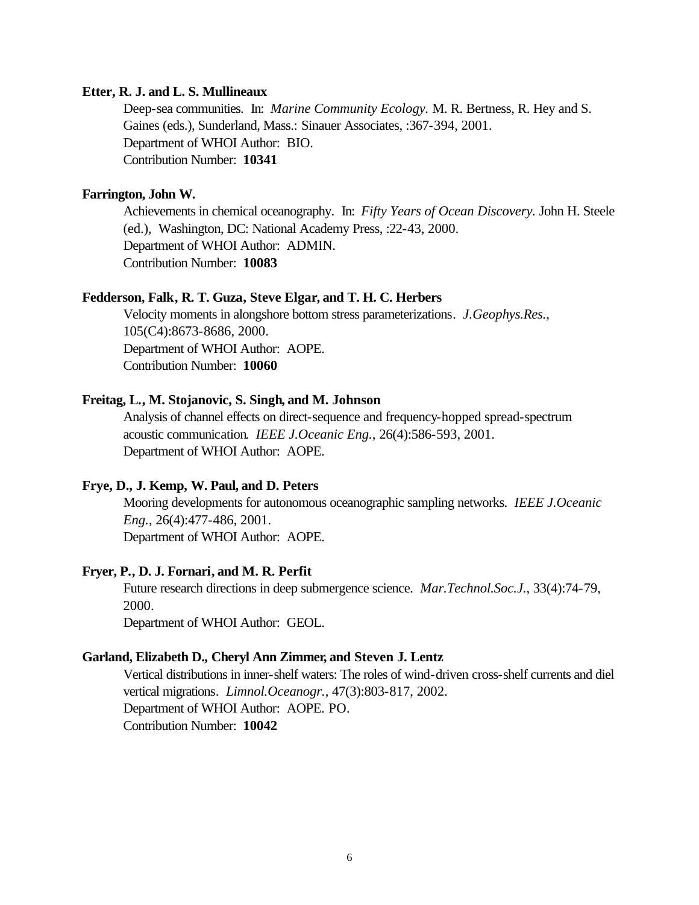**Etter, R. J. and L. S. Mullineaux**

Deep-sea communities. In: *Marine Community Ecology.* M. R. Bertness, R. Hey and S. Gaines (eds.), Sunderland, Mass.: Sinauer Associates, :367-394, 2001.
Department of WHOI Author: BIO.
Contribution Number: **10341**

**Farrington, John W.**

Achievements in chemical oceanography. In: *Fifty Years of Ocean Discovery.* John H. Steele (ed.), Washington, DC: National Academy Press, :22-43, 2000.
Department of WHOI Author: ADMIN.
Contribution Number: **10083**

**Fedderson, Falk, R. T. Guza, Steve Elgar, and T. H. C. Herbers**

Velocity moments in alongshore bottom stress parameterizations. *J.Geophys.Res.*, 105(C4):8673-8686, 2000.
Department of WHOI Author: AOPE.
Contribution Number: **10060**

**Freitag, L., M. Stojanovic, S. Singh, and M. Johnson**

Analysis of channel effects on direct-sequence and frequency-hopped spread-spectrum acoustic communication. *IEEE J.Oceanic Eng.*, 26(4):586-593, 2001.
Department of WHOI Author: AOPE.

**Frye, D., J. Kemp, W. Paul, and D. Peters**

Mooring developments for autonomous oceanographic sampling networks. *IEEE J.Oceanic Eng.*, 26(4):477-486, 2001.
Department of WHOI Author: AOPE.

**Fryer, P., D. J. Fornari, and M. R. Perfit**

Future research directions in deep submergence science. *Mar.Technol.Soc.J.*, 33(4):74-79, 2000.
Department of WHOI Author: GEOL.

**Garland, Elizabeth D., Cheryl Ann Zimmer, and Steven J. Lentz**

Vertical distributions in inner-shelf waters: The roles of wind-driven cross-shelf currents and diel vertical migrations. *Limnol.Oceanogr.*, 47(3):803-817, 2002.
Department of WHOI Author: AOPE. PO.
Contribution Number: **10042**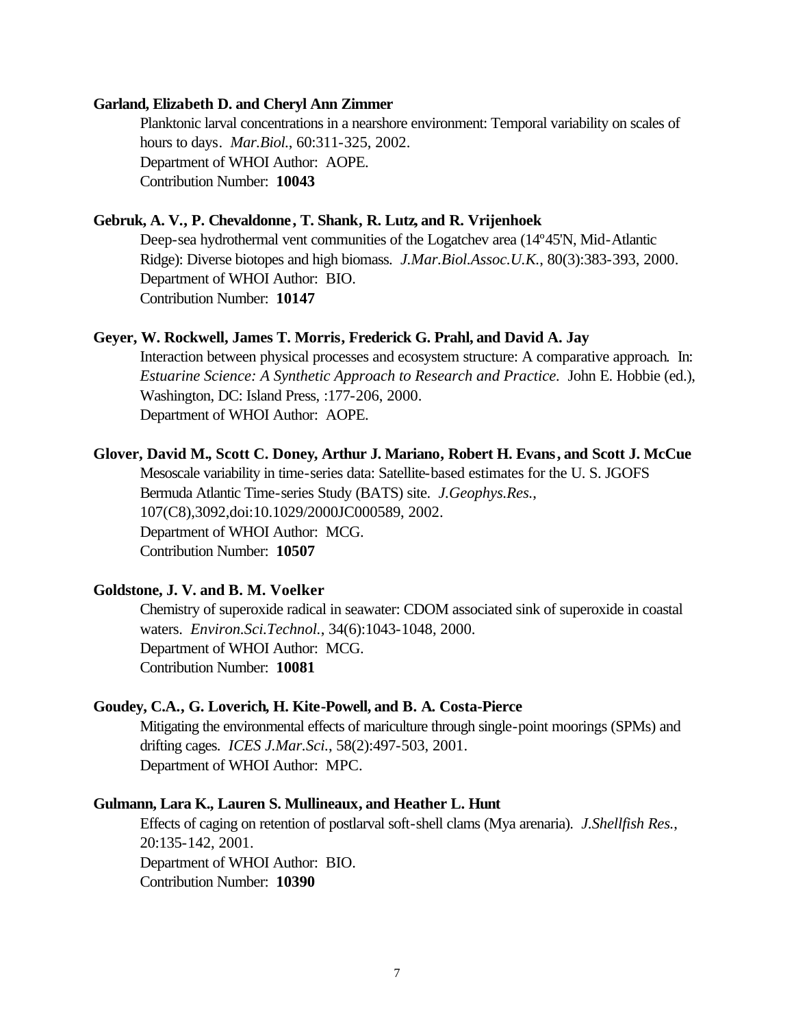**Garland, Elizabeth D. and Cheryl Ann Zimmer**

Planktonic larval concentrations in a nearshore environment: Temporal variability on scales of hours to days. *Mar.Biol.*, 60:311-325, 2002.
Department of WHOI Author: AOPE.
Contribution Number: **10043**

**Gebruk, A. V., P. Chevaldonne, T. Shank, R. Lutz, and R. Vrijenhoek**

Deep-sea hydrothermal vent communities of the Logatchev area (14º45'N, Mid-Atlantic Ridge): Diverse biotopes and high biomass. *J.Mar.Biol.Assoc.U.K.*, 80(3):383-393, 2000.
Department of WHOI Author: BIO.
Contribution Number: **10147**

**Geyer, W. Rockwell, James T. Morris, Frederick G. Prahl, and David A. Jay**

Interaction between physical processes and ecosystem structure: A comparative approach. In: *Estuarine Science: A Synthetic Approach to Research and Practice.* John E. Hobbie (ed.), Washington, DC: Island Press, :177-206, 2000.
Department of WHOI Author: AOPE.

**Glover, David M., Scott C. Doney, Arthur J. Mariano, Robert H. Evans, and Scott J. McCue**

Mesoscale variability in time-series data: Satellite-based estimates for the U. S. JGOFS Bermuda Atlantic Time-series Study (BATS) site. *J.Geophys.Res.*, 107(C8),3092,doi:10.1029/2000JC000589, 2002.
Department of WHOI Author: MCG.
Contribution Number: **10507**

**Goldstone, J. V. and B. M. Voelker**

Chemistry of superoxide radical in seawater: CDOM associated sink of superoxide in coastal waters. *Environ.Sci.Technol.*, 34(6):1043-1048, 2000.
Department of WHOI Author: MCG.
Contribution Number: **10081**

**Goudey, C.A., G. Loverich, H. Kite-Powell, and B. A. Costa-Pierce**

Mitigating the environmental effects of mariculture through single-point moorings (SPMs) and drifting cages. *ICES J.Mar.Sci.*, 58(2):497-503, 2001.
Department of WHOI Author: MPC.

**Gulmann, Lara K., Lauren S. Mullineaux, and Heather L. Hunt**

Effects of caging on retention of postlarval soft-shell clams (Mya arenaria). *J.Shellfish Res.*, 20:135-142, 2001.
Department of WHOI Author: BIO.
Contribution Number: **10390**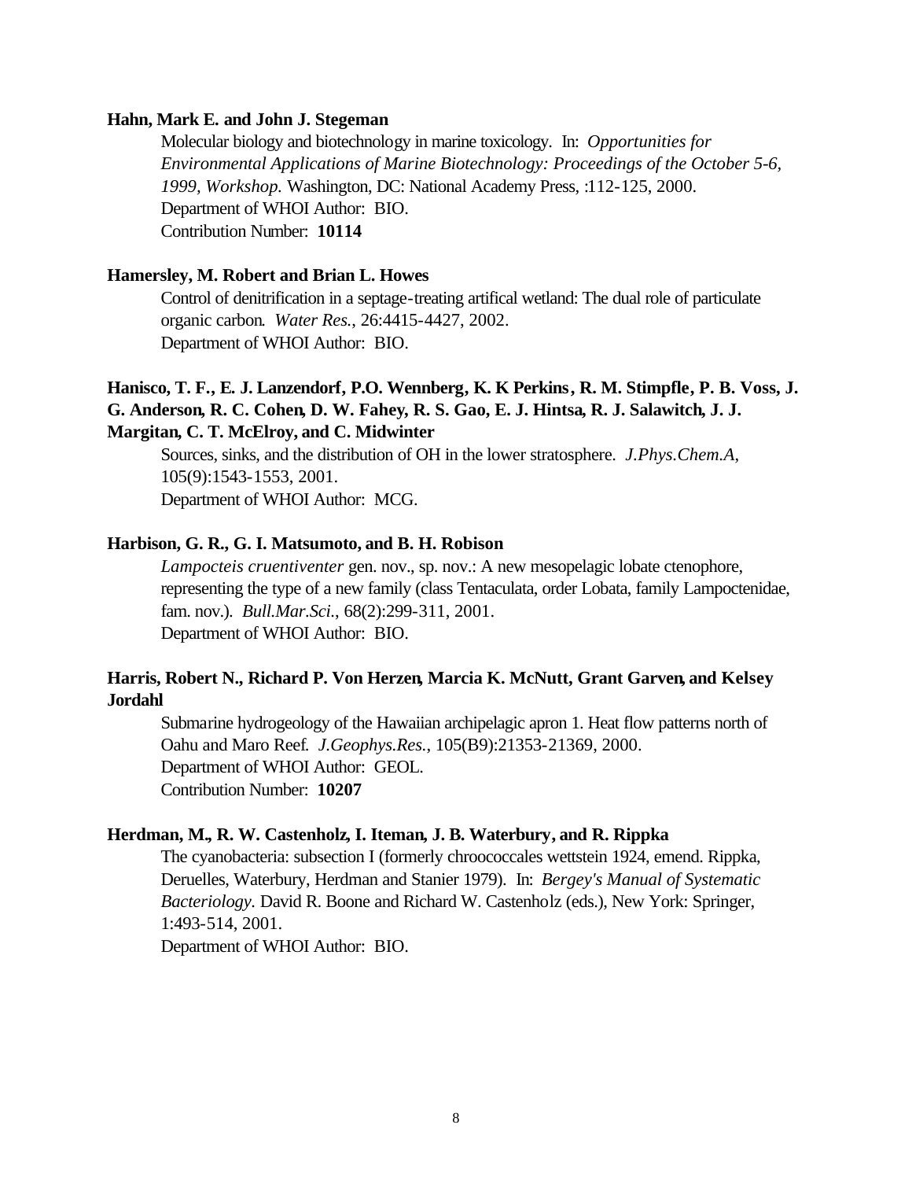**Hahn, Mark E. and John J. Stegeman**

Molecular biology and biotechnology in marine toxicology. In: *Opportunities for Environmental Applications of Marine Biotechnology: Proceedings of the October 5-6, 1999, Workshop.* Washington, DC: National Academy Press, :112-125, 2000.
Department of WHOI Author: BIO.
Contribution Number: **10114**

**Hamersley, M. Robert and Brian L. Howes**

Control of denitrification in a septage-treating artifical wetland: The dual role of particulate organic carbon. *Water Res.*, 26:4415-4427, 2002.
Department of WHOI Author: BIO.

**Hanisco, T. F., E. J. Lanzendorf, P.O. Wennberg, K. K Perkins, R. M. Stimpfle, P. B. Voss, J. G. Anderson, R. C. Cohen, D. W. Fahey, R. S. Gao, E. J. Hintsa, R. J. Salawitch, J. J. Margitan, C. T. McElroy, and C. Midwinter**

Sources, sinks, and the distribution of OH in the lower stratosphere. *J.Phys.Chem.A*, 105(9):1543-1553, 2001.
Department of WHOI Author: MCG.

**Harbison, G. R., G. I. Matsumoto, and B. H. Robison**

*Lampocteis cruentiventer* gen. nov., sp. nov.: A new mesopelagic lobate ctenophore, representing the type of a new family (class Tentaculata, order Lobata, family Lampoctenidae, fam. nov.). *Bull.Mar.Sci.*, 68(2):299-311, 2001.
Department of WHOI Author: BIO.

**Harris, Robert N., Richard P. Von Herzen, Marcia K. McNutt, Grant Garven, and Kelsey Jordahl**

Submarine hydrogeology of the Hawaiian archipelagic apron 1. Heat flow patterns north of Oahu and Maro Reef. *J.Geophys.Res.*, 105(B9):21353-21369, 2000.
Department of WHOI Author: GEOL.
Contribution Number: **10207**

**Herdman, M., R. W. Castenholz, I. Iteman, J. B. Waterbury, and R. Rippka**

The cyanobacteria: subsection I (formerly chroococcales wettstein 1924, emend. Rippka, Deruelles, Waterbury, Herdman and Stanier 1979). In: *Bergey's Manual of Systematic Bacteriology.* David R. Boone and Richard W. Castenholz (eds.), New York: Springer, 1:493-514, 2001.
Department of WHOI Author: BIO.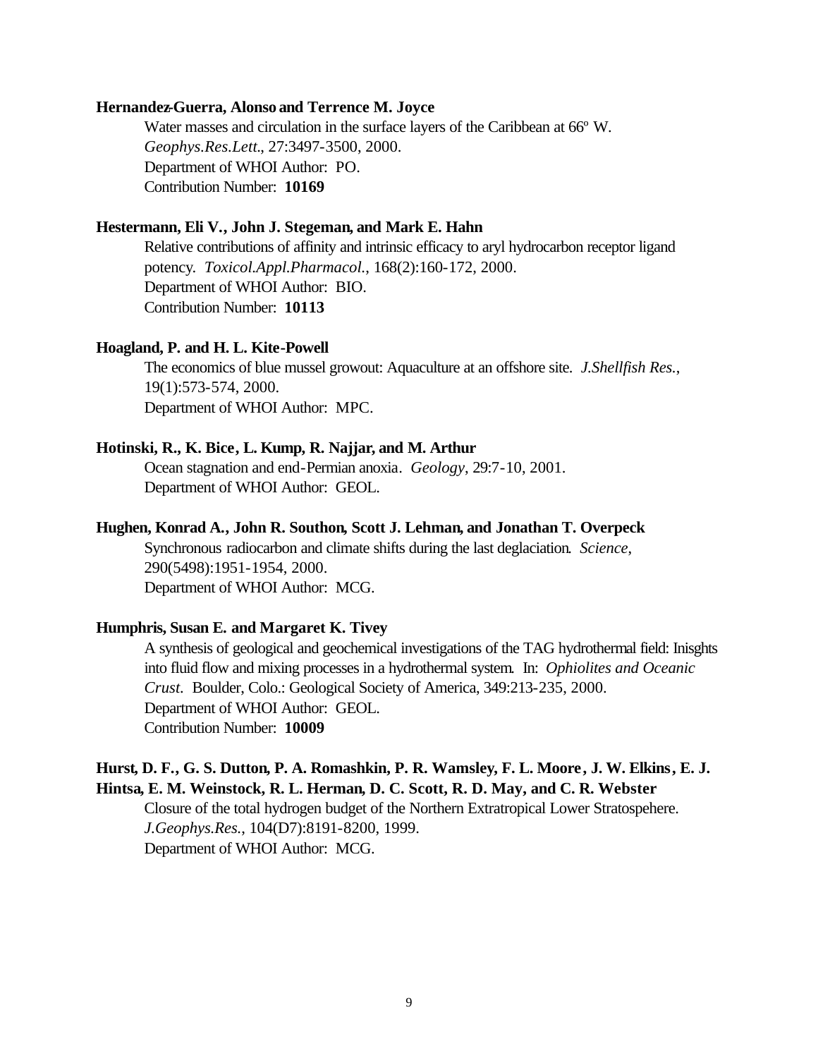**Hernandez-Guerra, Alonso and Terrence M. Joyce**

Water masses and circulation in the surface layers of the Caribbean at 66º W. *Geophys.Res.Lett.*, 27:3497-3500, 2000.
Department of WHOI Author: PO.
Contribution Number: **10169**

**Hestermann, Eli V., John J. Stegeman, and Mark E. Hahn**

Relative contributions of affinity and intrinsic efficacy to aryl hydrocarbon receptor ligand potency. *Toxicol.Appl.Pharmacol.*, 168(2):160-172, 2000.
Department of WHOI Author: BIO.
Contribution Number: **10113**

**Hoagland, P. and H. L. Kite-Powell**

The economics of blue mussel growout: Aquaculture at an offshore site. *J.Shellfish Res.*, 19(1):573-574, 2000.
Department of WHOI Author: MPC.

**Hotinski, R., K. Bice, L. Kump, R. Najjar, and M. Arthur**

Ocean stagnation and end-Permian anoxia. *Geology*, 29:7-10, 2001.
Department of WHOI Author: GEOL.

**Hughen, Konrad A., John R. Southon, Scott J. Lehman, and Jonathan T. Overpeck**

Synchronous radiocarbon and climate shifts during the last deglaciation. *Science*, 290(5498):1951-1954, 2000.
Department of WHOI Author: MCG.

**Humphris, Susan E. and Margaret K. Tivey**

A synthesis of geological and geochemical investigations of the TAG hydrothermal field: Inisghts into fluid flow and mixing processes in a hydrothermal system. In: *Ophiolites and Oceanic Crust*. Boulder, Colo.: Geological Society of America, 349:213-235, 2000.
Department of WHOI Author: GEOL.
Contribution Number: **10009**

**Hurst, D. F., G. S. Dutton, P. A. Romashkin, P. R. Wamsley, F. L. Moore, J. W. Elkins, E. J. Hintsa, E. M. Weinstock, R. L. Herman, D. C. Scott, R. D. May, and C. R. Webster**

Closure of the total hydrogen budget of the Northern Extratropical Lower Stratospehere. *J.Geophys.Res.*, 104(D7):8191-8200, 1999.
Department of WHOI Author: MCG.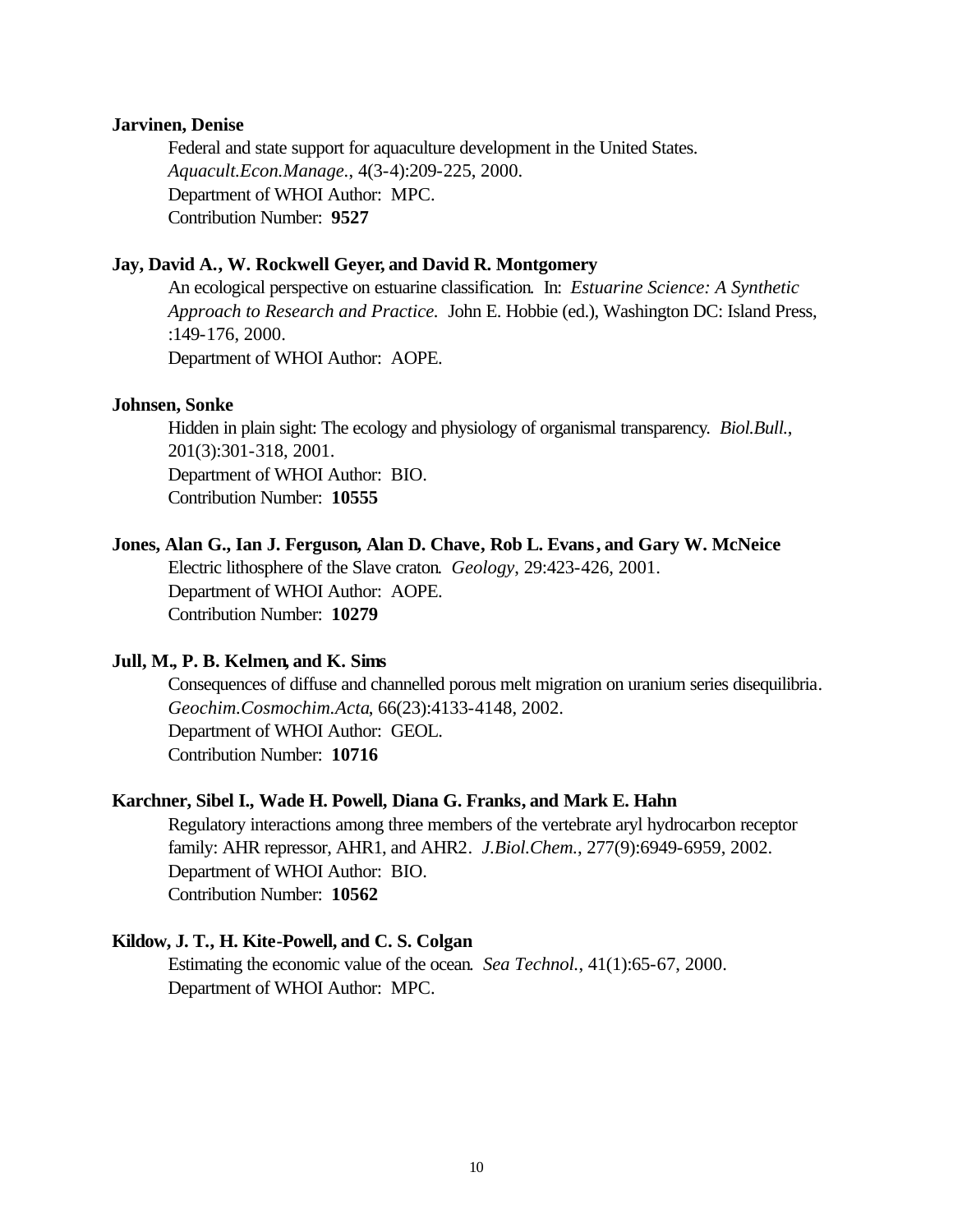**Jarvinen, Denise**

Federal and state support for aquaculture development in the United States. *Aquacult.Econ.Manage.*, 4(3-4):209-225, 2000.
Department of WHOI Author: MPC.
Contribution Number: **9527**

**Jay, David A., W. Rockwell Geyer, and David R. Montgomery**

An ecological perspective on estuarine classification. In: *Estuarine Science: A Synthetic Approach to Research and Practice.* John E. Hobbie (ed.), Washington DC: Island Press, :149-176, 2000.
Department of WHOI Author: AOPE.

**Johnsen, Sonke**

Hidden in plain sight: The ecology and physiology of organismal transparency. *Biol.Bull.*, 201(3):301-318, 2001.
Department of WHOI Author: BIO.
Contribution Number: **10555**

**Jones, Alan G., Ian J. Ferguson, Alan D. Chave, Rob L. Evans, and Gary W. McNeice**

Electric lithosphere of the Slave craton. *Geology*, 29:423-426, 2001.
Department of WHOI Author: AOPE.
Contribution Number: **10279**

**Jull, M., P. B. Kelmen, and K. Sims**

Consequences of diffuse and channelled porous melt migration on uranium series disequilibria. *Geochim.Cosmochim.Acta*, 66(23):4133-4148, 2002.
Department of WHOI Author: GEOL.
Contribution Number: **10716**

**Karchner, Sibel I., Wade H. Powell, Diana G. Franks, and Mark E. Hahn**

Regulatory interactions among three members of the vertebrate aryl hydrocarbon receptor family: AHR repressor, AHR1, and AHR2. *J.Biol.Chem.*, 277(9):6949-6959, 2002.
Department of WHOI Author: BIO.
Contribution Number: **10562**

**Kildow, J. T., H. Kite-Powell, and C. S. Colgan**

Estimating the economic value of the ocean. *Sea Technol.*, 41(1):65-67, 2000.
Department of WHOI Author: MPC.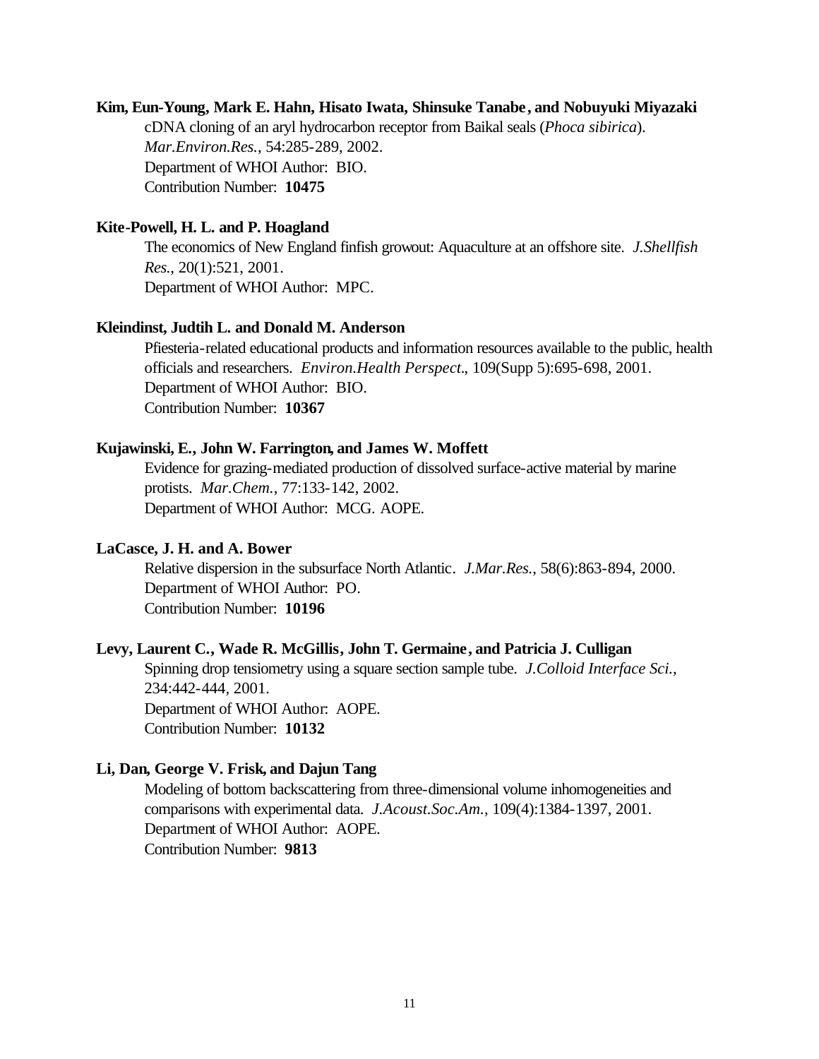**Kim, Eun-Young, Mark E. Hahn, Hisato Iwata, Shinsuke Tanabe, and Nobuyuki Miyazaki**

cDNA cloning of an aryl hydrocarbon receptor from Baikal seals (*Phoca sibirica*). *Mar.Environ.Res.*, 54:285-289, 2002.
Department of WHOI Author: BIO.
Contribution Number: **10475**

**Kite-Powell, H. L. and P. Hoagland**

The economics of New England finfish growout: Aquaculture at an offshore site. *J.Shellfish Res.*, 20(1):521, 2001.
Department of WHOI Author: MPC.

**Kleindinst, Judtih L. and Donald M. Anderson**

Pfiesteria-related educational products and information resources available to the public, health officials and researchers. *Environ.Health Perspect.*, 109(Supp 5):695-698, 2001.
Department of WHOI Author: BIO.
Contribution Number: **10367**

**Kujawinski, E., John W. Farrington, and James W. Moffett**

Evidence for grazing-mediated production of dissolved surface-active material by marine protists. *Mar.Chem.*, 77:133-142, 2002.
Department of WHOI Author: MCG. AOPE.

**LaCasce, J. H. and A. Bower**

Relative dispersion in the subsurface North Atlantic. *J.Mar.Res.*, 58(6):863-894, 2000.
Department of WHOI Author: PO.
Contribution Number: **10196**

**Levy, Laurent C., Wade R. McGillis, John T. Germaine, and Patricia J. Culligan**

Spinning drop tensiometry using a square section sample tube. *J.Colloid Interface Sci.*, 234:442-444, 2001.
Department of WHOI Author: AOPE.
Contribution Number: **10132**

**Li, Dan, George V. Frisk, and Dajun Tang**

Modeling of bottom backscattering from three-dimensional volume inhomogeneities and comparisons with experimental data. *J.Acoust.Soc.Am.*, 109(4):1384-1397, 2001.
Department of WHOI Author: AOPE.
Contribution Number: **9813**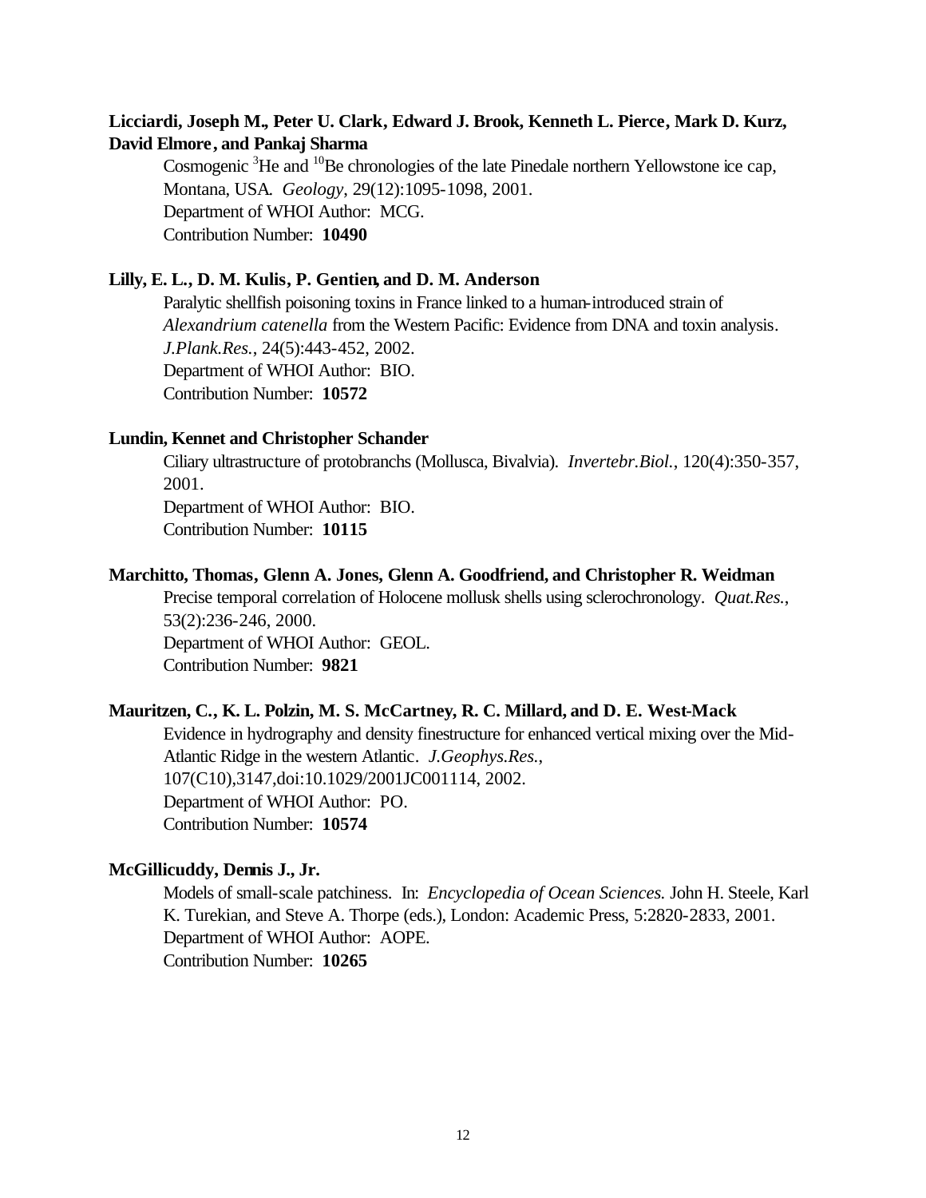**Licciardi, Joseph M., Peter U. Clark, Edward J. Brook, Kenneth L. Pierce, Mark D. Kurz, David Elmore, and Pankaj Sharma**

Cosmogenic $^{3}$He and $^{10}$Be chronologies of the late Pinedale northern Yellowstone ice cap, Montana, USA. *Geology*, 29(12):1095-1098, 2001.
Department of WHOI Author: MCG.
Contribution Number: **10490**

**Lilly, E. L., D. M. Kulis, P. Gentien, and D. M. Anderson**

Paralytic shellfish poisoning toxins in France linked to a human-introduced strain of *Alexandrium catenella* from the Western Pacific: Evidence from DNA and toxin analysis. *J.Plank.Res.*, 24(5):443-452, 2002.
Department of WHOI Author: BIO.
Contribution Number: **10572**

**Lundin, Kennet and Christopher Schander**

Ciliary ultrastructure of protobranchs (Mollusca, Bivalvia). *Invertebr.Biol.*, 120(4):350-357, 2001.
Department of WHOI Author: BIO.
Contribution Number: **10115**

**Marchitto, Thomas, Glenn A. Jones, Glenn A. Goodfriend, and Christopher R. Weidman**

Precise temporal correlation of Holocene mollusk shells using sclerochronology. *Quat.Res.*, 53(2):236-246, 2000.
Department of WHOI Author: GEOL.
Contribution Number: **9821**

**Mauritzen, C., K. L. Polzin, M. S. McCartney, R. C. Millard, and D. E. West-Mack**

Evidence in hydrography and density finestructure for enhanced vertical mixing over the Mid-Atlantic Ridge in the western Atlantic. *J.Geophys.Res.*, 107(C10),3147,doi:10.1029/2001JC001114, 2002.
Department of WHOI Author: PO.
Contribution Number: **10574**

**McGillicuddy, Dennis J., Jr.**

Models of small-scale patchiness. In: *Encyclopedia of Ocean Sciences.* John H. Steele, Karl K. Turekian, and Steve A. Thorpe (eds.), London: Academic Press, 5:2820-2833, 2001.
Department of WHOI Author: AOPE.
Contribution Number: **10265**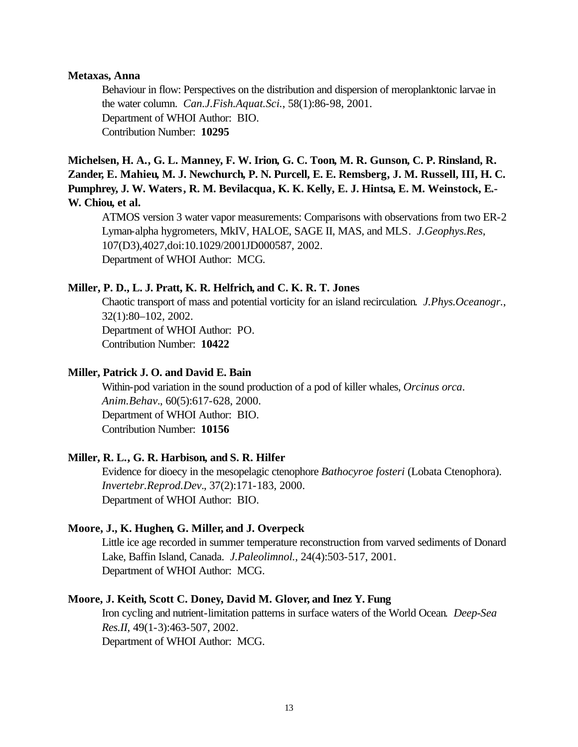**Metaxas, Anna**

Behaviour in flow: Perspectives on the distribution and dispersion of meroplanktonic larvae in the water column. *Can.J.Fish.Aquat.Sci.*, 58(1):86-98, 2001.
Department of WHOI Author: BIO.
Contribution Number: **10295**

**Michelsen, H. A., G. L. Manney, F. W. Irion, G. C. Toon, M. R. Gunson, C. P. Rinsland, R. Zander, E. Mahieu, M. J. Newchurch, P. N. Purcell, E. E. Remsberg, J. M. Russell, III, H. C. Pumphrey, J. W. Waters, R. M. Bevilacqua, K. K. Kelly, E. J. Hintsa, E. M. Weinstock, E.-W. Chiou, et al.**

ATMOS version 3 water vapor measurements: Comparisons with observations from two ER-2 Lyman-alpha hygrometers, MkIV, HALOE, SAGE II, MAS, and MLS. *J.Geophys.Res*, 107(D3),4027,doi:10.1029/2001JD000587, 2002.
Department of WHOI Author: MCG.

**Miller, P. D., L. J. Pratt, K. R. Helfrich, and C. K. R. T. Jones**

Chaotic transport of mass and potential vorticity for an island recirculation. *J.Phys.Oceanogr.*, 32(1):80–102, 2002.
Department of WHOI Author: PO.
Contribution Number: **10422**

**Miller, Patrick J. O. and David E. Bain**

Within-pod variation in the sound production of a pod of killer whales, *Orcinus orca*. *Anim.Behav.*, 60(5):617-628, 2000.
Department of WHOI Author: BIO.
Contribution Number: **10156**

**Miller, R. L., G. R. Harbison, and S. R. Hilfer**

Evidence for dioecy in the mesopelagic ctenophore *Bathocyroe fosteri* (Lobata Ctenophora). *Invertebr.Reprod.Dev.*, 37(2):171-183, 2000.
Department of WHOI Author: BIO.

**Moore, J., K. Hughen, G. Miller, and J. Overpeck**

Little ice age recorded in summer temperature reconstruction from varved sediments of Donard Lake, Baffin Island, Canada. *J.Paleolimnol.*, 24(4):503-517, 2001.
Department of WHOI Author: MCG.

**Moore, J. Keith, Scott C. Doney, David M. Glover, and Inez Y. Fung**

Iron cycling and nutrient-limitation patterns in surface waters of the World Ocean. *Deep-Sea Res.II*, 49(1-3):463-507, 2002.
Department of WHOI Author: MCG.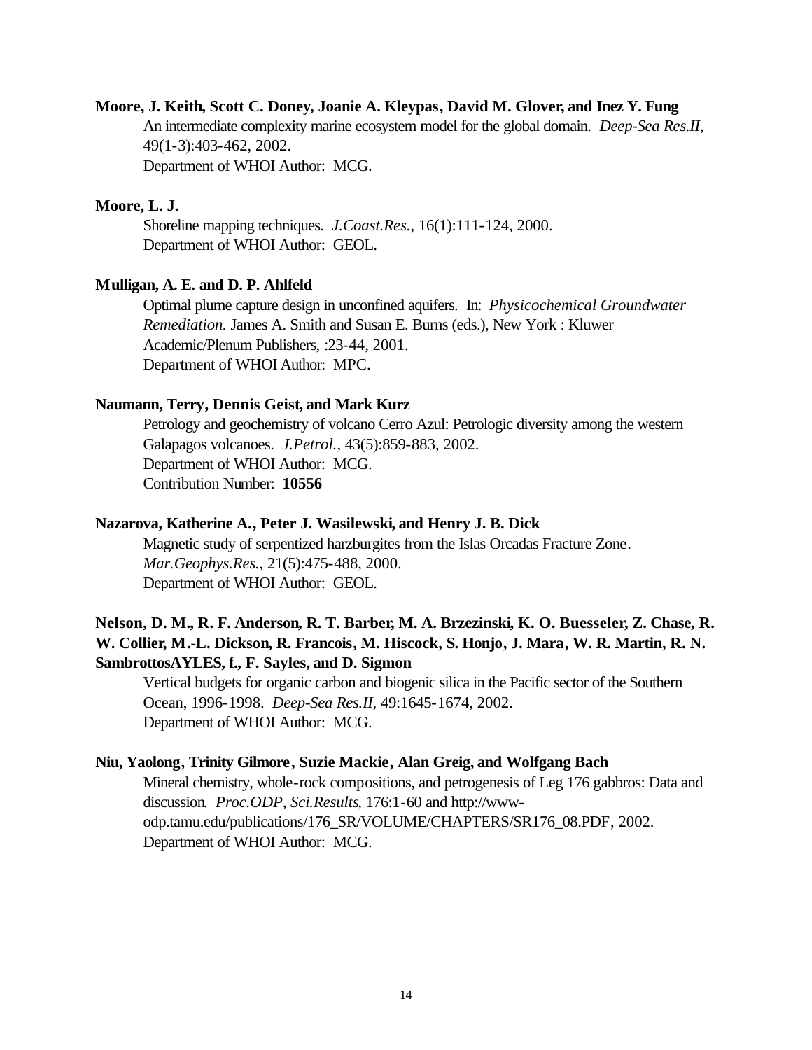**Moore, J. Keith, Scott C. Doney, Joanie A. Kleypas, David M. Glover, and Inez Y. Fung**

An intermediate complexity marine ecosystem model for the global domain. *Deep-Sea Res.II*, 49(1-3):403-462, 2002.
Department of WHOI Author: MCG.

**Moore, L. J.**

Shoreline mapping techniques. *J.Coast.Res.*, 16(1):111-124, 2000.
Department of WHOI Author: GEOL.

**Mulligan, A. E. and D. P. Ahlfeld**

Optimal plume capture design in unconfined aquifers. In: *Physicochemical Groundwater Remediation.* James A. Smith and Susan E. Burns (eds.), New York : Kluwer Academic/Plenum Publishers, :23-44, 2001.
Department of WHOI Author: MPC.

**Naumann, Terry, Dennis Geist, and Mark Kurz**

Petrology and geochemistry of volcano Cerro Azul: Petrologic diversity among the western Galapagos volcanoes. *J.Petrol.*, 43(5):859-883, 2002.
Department of WHOI Author: MCG.
Contribution Number: **10556**

**Nazarova, Katherine A., Peter J. Wasilewski, and Henry J. B. Dick**

Magnetic study of serpentized harzburgites from the Islas Orcadas Fracture Zone. *Mar.Geophys.Res.*, 21(5):475-488, 2000.
Department of WHOI Author: GEOL.

**Nelson, D. M., R. F. Anderson, R. T. Barber, M. A. Brzezinski, K. O. Buesseler, Z. Chase, R. W. Collier, M.-L. Dickson, R. Francois, M. Hiscock, S. Honjo, J. Mara, W. R. Martin, R. N. SambrottosAYLES, f., F. Sayles, and D. Sigmon**

Vertical budgets for organic carbon and biogenic silica in the Pacific sector of the Southern Ocean, 1996-1998. *Deep-Sea Res.II*, 49:1645-1674, 2002.
Department of WHOI Author: MCG.

**Niu, Yaolong, Trinity Gilmore, Suzie Mackie, Alan Greig, and Wolfgang Bach**

Mineral chemistry, whole-rock compositions, and petrogenesis of Leg 176 gabbros: Data and discussion. *Proc.ODP, Sci.Results*, 176:1-60 and http://www-odp.tamu.edu/publications/176_SR/VOLUME/CHAPTERS/SR176_08.PDF, 2002.
Department of WHOI Author: MCG.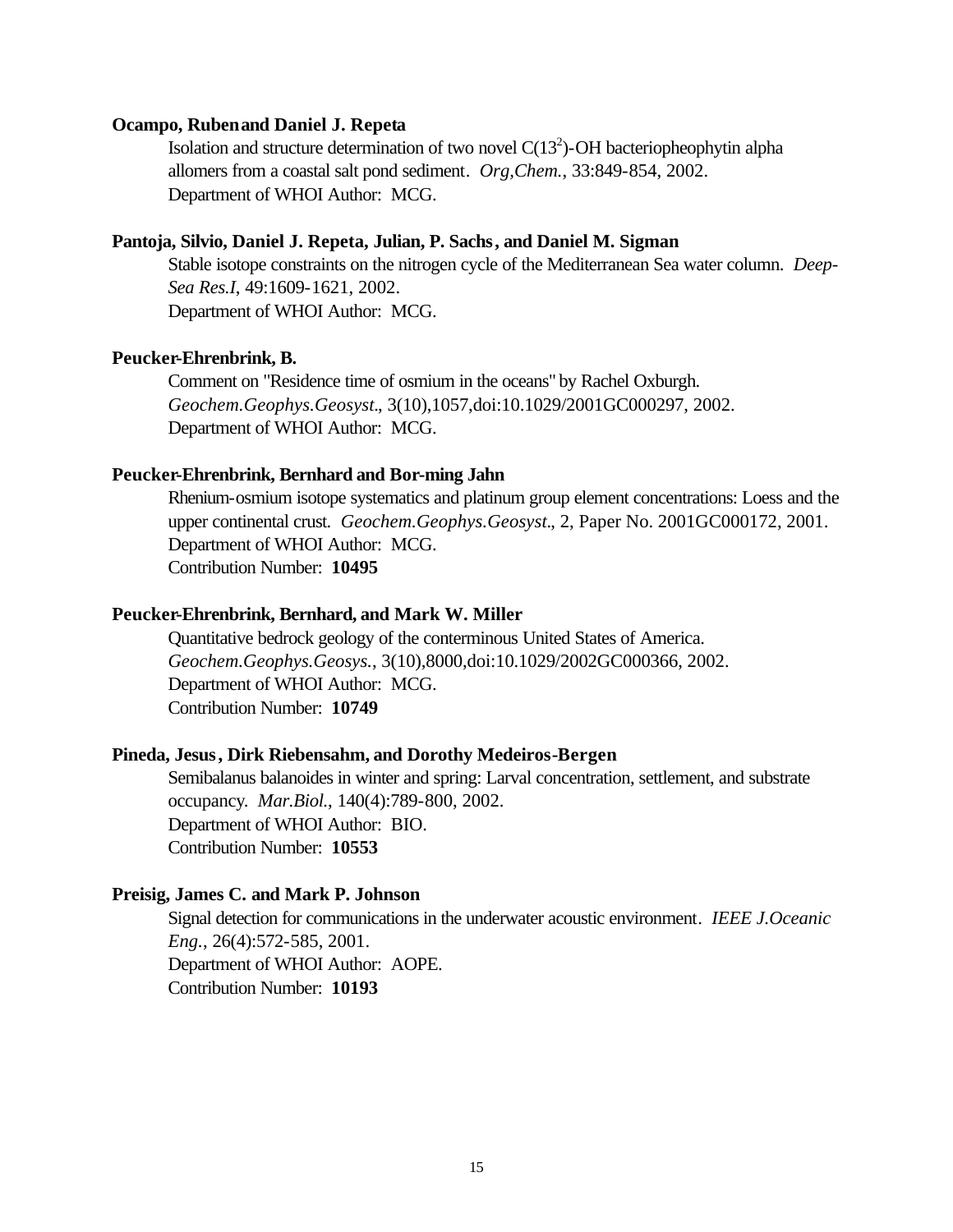**Ocampo, Ruben and Daniel J. Repeta**

Isolation and structure determination of two novel $C(13^2)$-OH bacteriopheophytin alpha allomers from a coastal salt pond sediment. *Org,Chem.*, 33:849-854, 2002.
Department of WHOI Author: MCG.

**Pantoja, Silvio, Daniel J. Repeta, Julian, P. Sachs, and Daniel M. Sigman**

Stable isotope constraints on the nitrogen cycle of the Mediterranean Sea water column. *Deep-Sea Res.I*, 49:1609-1621, 2002.
Department of WHOI Author: MCG.

**Peucker-Ehrenbrink, B.**

Comment on "Residence time of osmium in the oceans" by Rachel Oxburgh. *Geochem.Geophys.Geosyst.*, 3(10),1057,doi:10.1029/2001GC000297, 2002.
Department of WHOI Author: MCG.

**Peucker-Ehrenbrink, Bernhard and Bor-ming Jahn**

Rhenium-osmium isotope systematics and platinum group element concentrations: Loess and the upper continental crust. *Geochem.Geophys.Geosyst.*, 2, Paper No. 2001GC000172, 2001.
Department of WHOI Author: MCG.
Contribution Number: **10495**

**Peucker-Ehrenbrink, Bernhard, and Mark W. Miller**

Quantitative bedrock geology of the conterminous United States of America. *Geochem.Geophys.Geosys.*, 3(10),8000,doi:10.1029/2002GC000366, 2002.
Department of WHOI Author: MCG.
Contribution Number: **10749**

**Pineda, Jesus, Dirk Riebensahm, and Dorothy Medeiros-Bergen**

Semibalanus balanoides in winter and spring: Larval concentration, settlement, and substrate occupancy. *Mar.Biol.*, 140(4):789-800, 2002.
Department of WHOI Author: BIO.
Contribution Number: **10553**

**Preisig, James C. and Mark P. Johnson**

Signal detection for communications in the underwater acoustic environment. *IEEE J.Oceanic Eng.*, 26(4):572-585, 2001.
Department of WHOI Author: AOPE.
Contribution Number: **10193**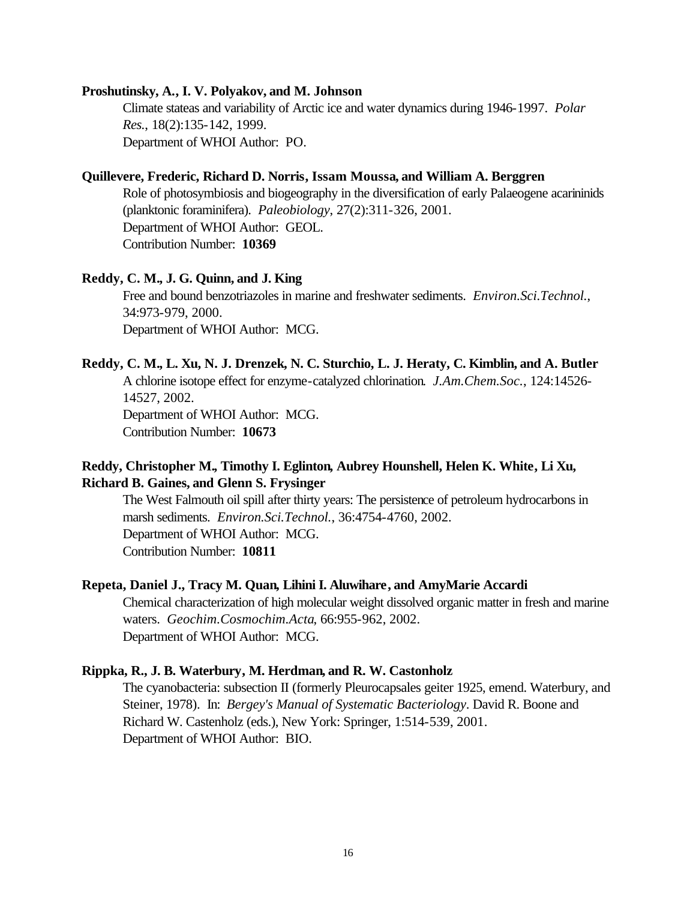**Proshutinsky, A., I. V. Polyakov, and M. Johnson**

Climate stateas and variability of Arctic ice and water dynamics during 1946-1997. *Polar Res.*, 18(2):135-142, 1999.
Department of WHOI Author: PO.

**Quillevere, Frederic, Richard D. Norris, Issam Moussa, and William A. Berggren**

Role of photosymbiosis and biogeography in the diversification of early Palaeogene acarininids (planktonic foraminifera). *Paleobiology*, 27(2):311-326, 2001.
Department of WHOI Author: GEOL.
Contribution Number: **10369**

**Reddy, C. M., J. G. Quinn, and J. King**

Free and bound benzotriazoles in marine and freshwater sediments. *Environ.Sci.Technol.*, 34:973-979, 2000.
Department of WHOI Author: MCG.

**Reddy, C. M., L. Xu, N. J. Drenzek, N. C. Sturchio, L. J. Heraty, C. Kimblin, and A. Butler**

A chlorine isotope effect for enzyme-catalyzed chlorination. *J.Am.Chem.Soc.*, 124:14526-14527, 2002.
Department of WHOI Author: MCG.
Contribution Number: **10673**

**Reddy, Christopher M., Timothy I. Eglinton, Aubrey Hounshell, Helen K. White, Li Xu, Richard B. Gaines, and Glenn S. Frysinger**

The West Falmouth oil spill after thirty years: The persistence of petroleum hydrocarbons in marsh sediments. *Environ.Sci.Technol.*, 36:4754-4760, 2002.
Department of WHOI Author: MCG.
Contribution Number: **10811**

**Repeta, Daniel J., Tracy M. Quan, Lihini I. Aluwihare, and AmyMarie Accardi**

Chemical characterization of high molecular weight dissolved organic matter in fresh and marine waters. *Geochim.Cosmochim.Acta*, 66:955-962, 2002.
Department of WHOI Author: MCG.

**Rippka, R., J. B. Waterbury, M. Herdman, and R. W. Castonholz**

The cyanobacteria: subsection II (formerly Pleurocapsales geiter 1925, emend. Waterbury, and Steiner, 1978). In: *Bergey's Manual of Systematic Bacteriology*. David R. Boone and Richard W. Castenholz (eds.), New York: Springer, 1:514-539, 2001.
Department of WHOI Author: BIO.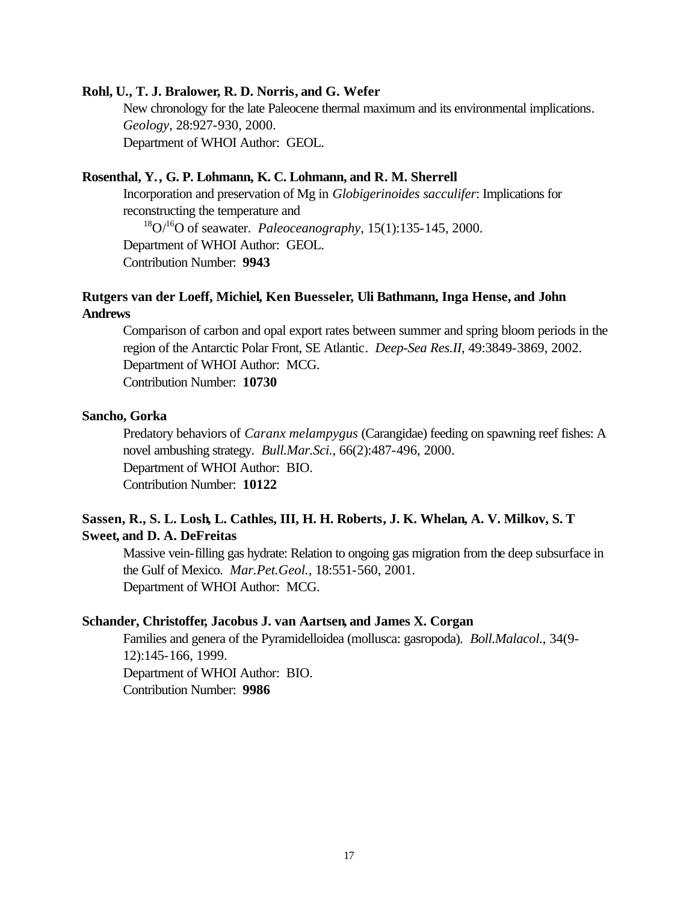**Rohl, U., T. J. Bralower, R. D. Norris, and G. Wefer**

New chronology for the late Paleocene thermal maximum and its environmental implications. *Geology*, 28:927-930, 2000.
Department of WHOI Author: GEOL.

**Rosenthal, Y., G. P. Lohmann, K. C. Lohmann, and R. M. Sherrell**

Incorporation and preservation of Mg in *Globigerinoides sacculifer*: Implications for reconstructing the temperature and $^{18}O/^{16}O$ of seawater. *Paleoceanography*, 15(1):135-145, 2000.
Department of WHOI Author: GEOL.
Contribution Number: **9943**

**Rutgers van der Loeff, Michiel, Ken Buesseler, Uli Bathmann, Inga Hense, and John Andrews**

Comparison of carbon and opal export rates between summer and spring bloom periods in the region of the Antarctic Polar Front, SE Atlantic. *Deep-Sea Res.II*, 49:3849-3869, 2002.
Department of WHOI Author: MCG.
Contribution Number: **10730**

**Sancho, Gorka**

Predatory behaviors of *Caranx melampygus* (Carangidae) feeding on spawning reef fishes: A novel ambushing strategy. *Bull.Mar.Sci.*, 66(2):487-496, 2000.
Department of WHOI Author: BIO.
Contribution Number: **10122**

**Sassen, R., S. L. Losh, L. Cathles, III, H. H. Roberts, J. K. Whelan, A. V. Milkov, S. T Sweet, and D. A. DeFreitas**

Massive vein-filling gas hydrate: Relation to ongoing gas migration from the deep subsurface in the Gulf of Mexico. *Mar.Pet.Geol.*, 18:551-560, 2001.
Department of WHOI Author: MCG.

**Schander, Christoffer, Jacobus J. van Aartsen, and James X. Corgan**

Families and genera of the Pyramidelloidea (mollusca: gasropoda). *Boll.Malacol.*, 34(9-12):145-166, 1999.
Department of WHOI Author: BIO.
Contribution Number: **9986**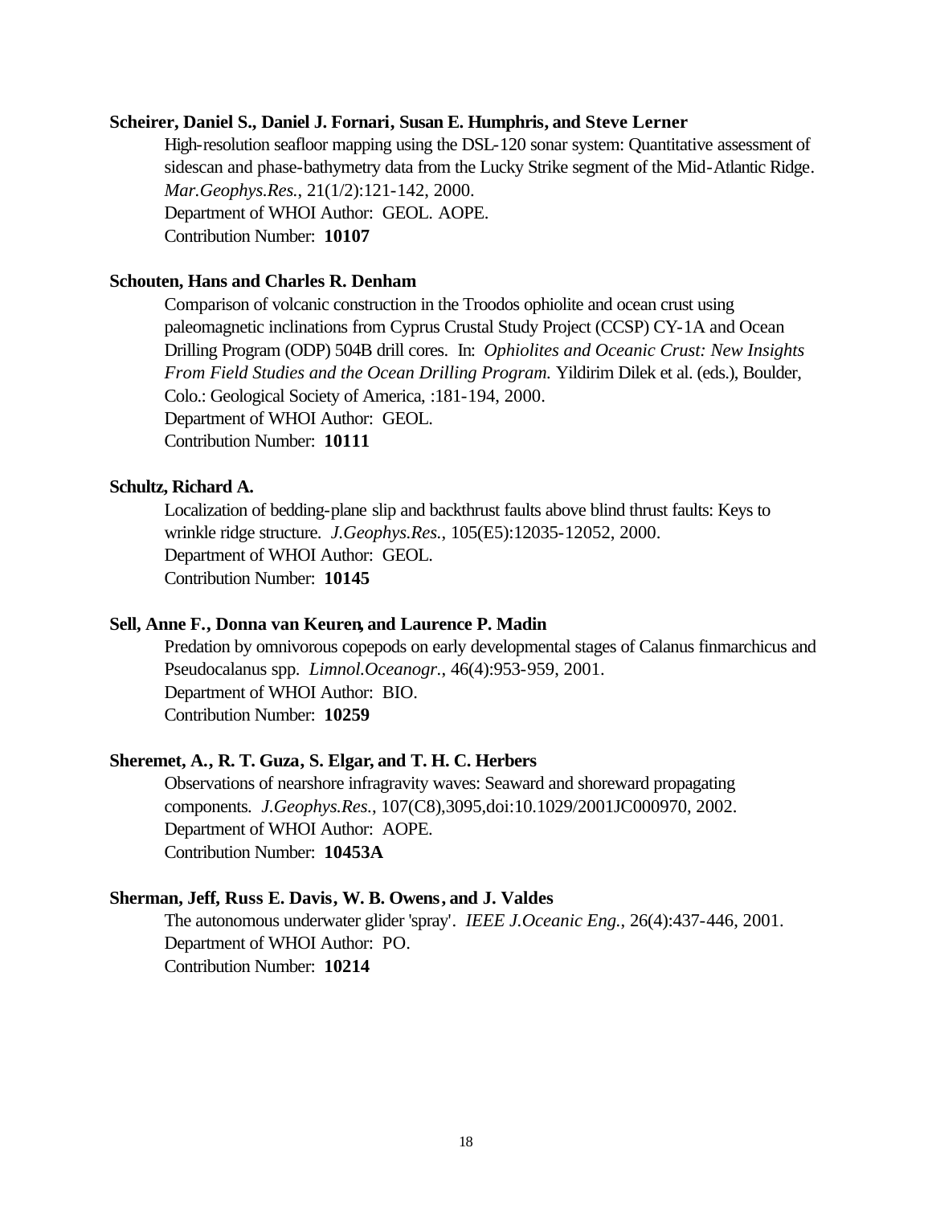**Scheirer, Daniel S., Daniel J. Fornari, Susan E. Humphris, and Steve Lerner**

High-resolution seafloor mapping using the DSL-120 sonar system: Quantitative assessment of sidescan and phase-bathymetry data from the Lucky Strike segment of the Mid-Atlantic Ridge. *Mar.Geophys.Res.*, 21(1/2):121-142, 2000.
Department of WHOI Author: GEOL. AOPE.
Contribution Number: **10107**

**Schouten, Hans and Charles R. Denham**

Comparison of volcanic construction in the Troodos ophiolite and ocean crust using paleomagnetic inclinations from Cyprus Crustal Study Project (CCSP) CY-1A and Ocean Drilling Program (ODP) 504B drill cores. In: *Ophiolites and Oceanic Crust: New Insights From Field Studies and the Ocean Drilling Program.* Yildirim Dilek et al. (eds.), Boulder, Colo.: Geological Society of America, :181-194, 2000.
Department of WHOI Author: GEOL.
Contribution Number: **10111**

**Schultz, Richard A.**

Localization of bedding-plane slip and backthrust faults above blind thrust faults: Keys to wrinkle ridge structure. *J.Geophys.Res.*, 105(E5):12035-12052, 2000.
Department of WHOI Author: GEOL.
Contribution Number: **10145**

**Sell, Anne F., Donna van Keuren, and Laurence P. Madin**

Predation by omnivorous copepods on early developmental stages of Calanus finmarchicus and Pseudocalanus spp. *Limnol.Oceanogr.*, 46(4):953-959, 2001.
Department of WHOI Author: BIO.
Contribution Number: **10259**

**Sheremet, A., R. T. Guza, S. Elgar, and T. H. C. Herbers**

Observations of nearshore infragravity waves: Seaward and shoreward propagating components. *J.Geophys.Res.*, 107(C8),3095,doi:10.1029/2001JC000970, 2002.
Department of WHOI Author: AOPE.
Contribution Number: **10453A**

**Sherman, Jeff, Russ E. Davis, W. B. Owens, and J. Valdes**

The autonomous underwater glider 'spray'. *IEEE J.Oceanic Eng.*, 26(4):437-446, 2001.
Department of WHOI Author: PO.
Contribution Number: **10214**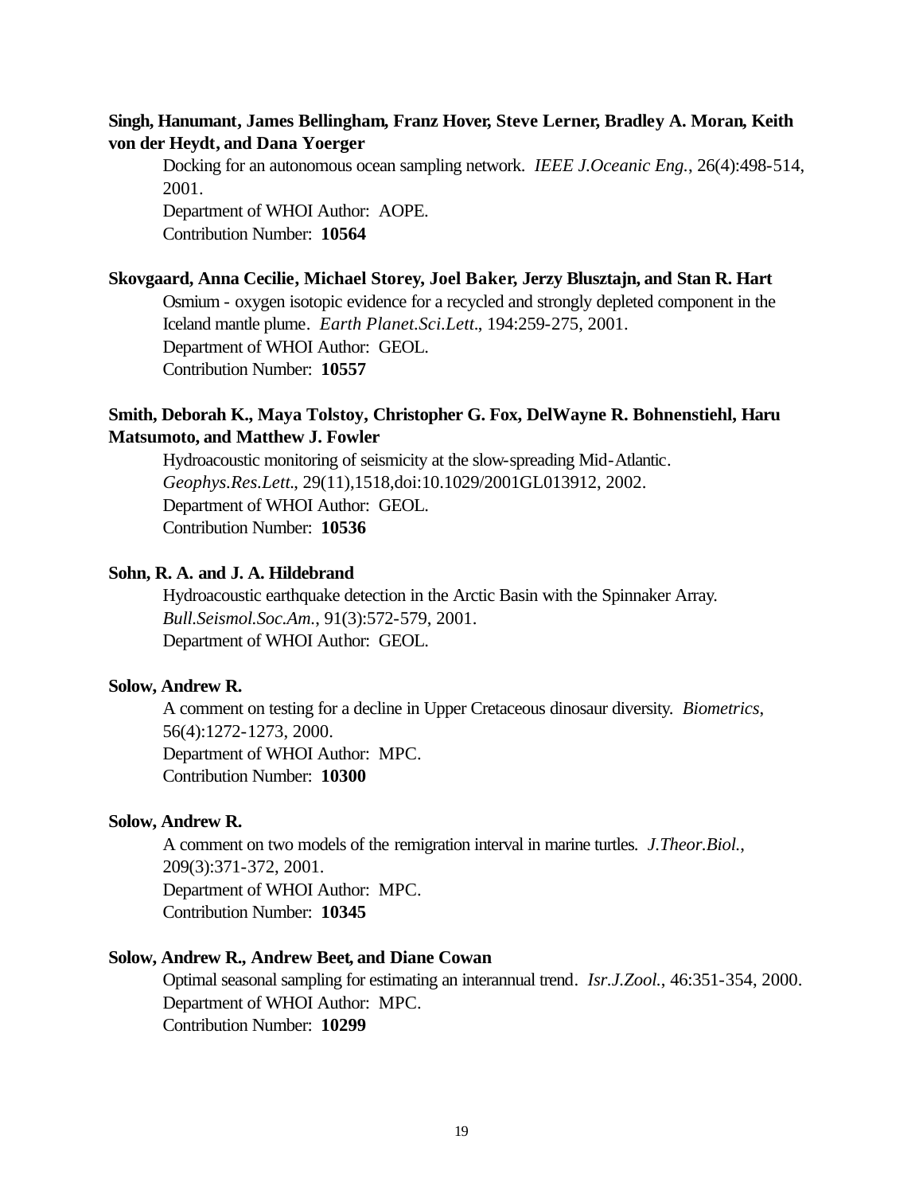**Singh, Hanumant, James Bellingham, Franz Hover, Steve Lerner, Bradley A. Moran, Keith von der Heydt, and Dana Yoerger**

Docking for an autonomous ocean sampling network. *IEEE J.Oceanic Eng.*, 26(4):498-514, 2001.
Department of WHOI Author: AOPE.
Contribution Number: **10564**

**Skovgaard, Anna Cecilie, Michael Storey, Joel Baker, Jerzy Blusztajn, and Stan R. Hart**

Osmium - oxygen isotopic evidence for a recycled and strongly depleted component in the Iceland mantle plume. *Earth Planet.Sci.Lett.*, 194:259-275, 2001.
Department of WHOI Author: GEOL.
Contribution Number: **10557**

**Smith, Deborah K., Maya Tolstoy, Christopher G. Fox, DelWayne R. Bohnenstiehl, Haru Matsumoto, and Matthew J. Fowler**

Hydroacoustic monitoring of seismicity at the slow-spreading Mid-Atlantic. *Geophys.Res.Lett.*, 29(11),1518,doi:10.1029/2001GL013912, 2002.
Department of WHOI Author: GEOL.
Contribution Number: **10536**

**Sohn, R. A. and J. A. Hildebrand**

Hydroacoustic earthquake detection in the Arctic Basin with the Spinnaker Array. *Bull.Seismol.Soc.Am.*, 91(3):572-579, 2001.
Department of WHOI Author: GEOL.

**Solow, Andrew R.**

A comment on testing for a decline in Upper Cretaceous dinosaur diversity. *Biometrics*, 56(4):1272-1273, 2000.
Department of WHOI Author: MPC.
Contribution Number: **10300**

**Solow, Andrew R.**

A comment on two models of the remigration interval in marine turtles. *J.Theor.Biol.*, 209(3):371-372, 2001.
Department of WHOI Author: MPC.
Contribution Number: **10345**

**Solow, Andrew R., Andrew Beet, and Diane Cowan**

Optimal seasonal sampling for estimating an interannual trend. *Isr.J.Zool.*, 46:351-354, 2000.
Department of WHOI Author: MPC.
Contribution Number: **10299**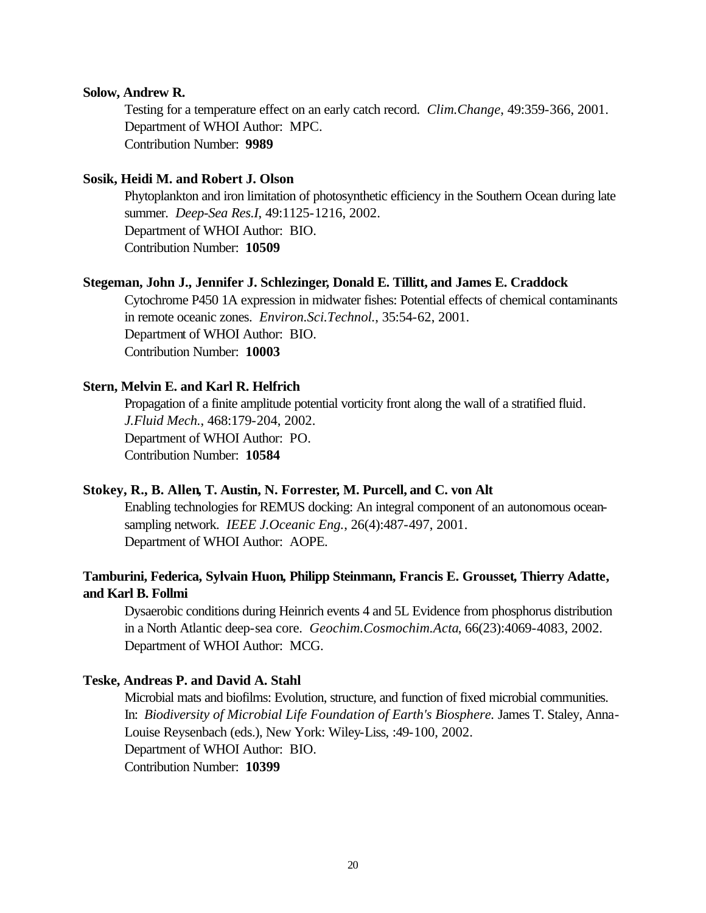**Solow, Andrew R.**

Testing for a temperature effect on an early catch record. *Clim.Change*, 49:359-366, 2001.
Department of WHOI Author: MPC.
Contribution Number: **9989**

**Sosik, Heidi M. and Robert J. Olson**

Phytoplankton and iron limitation of photosynthetic efficiency in the Southern Ocean during late summer. *Deep-Sea Res.I*, 49:1125-1216, 2002.
Department of WHOI Author: BIO.
Contribution Number: **10509**

**Stegeman, John J., Jennifer J. Schlezinger, Donald E. Tillitt, and James E. Craddock**

Cytochrome P450 1A expression in midwater fishes: Potential effects of chemical contaminants in remote oceanic zones. *Environ.Sci.Technol.*, 35:54-62, 2001.
Department of WHOI Author: BIO.
Contribution Number: **10003**

**Stern, Melvin E. and Karl R. Helfrich**

Propagation of a finite amplitude potential vorticity front along the wall of a stratified fluid. *J.Fluid Mech.*, 468:179-204, 2002.
Department of WHOI Author: PO.
Contribution Number: **10584**

**Stokey, R., B. Allen, T. Austin, N. Forrester, M. Purcell, and C. von Alt**

Enabling technologies for REMUS docking: An integral component of an autonomous ocean-sampling network. *IEEE J.Oceanic Eng.*, 26(4):487-497, 2001.
Department of WHOI Author: AOPE.

**Tamburini, Federica, Sylvain Huon, Philipp Steinmann, Francis E. Grousset, Thierry Adatte, and Karl B. Follmi**

Dysaerobic conditions during Heinrich events 4 and 5L Evidence from phosphorus distribution in a North Atlantic deep-sea core. *Geochim.Cosmochim.Acta*, 66(23):4069-4083, 2002.
Department of WHOI Author: MCG.

**Teske, Andreas P. and David A. Stahl**

Microbial mats and biofilms: Evolution, structure, and function of fixed microbial communities. In: *Biodiversity of Microbial Life Foundation of Earth's Biosphere.* James T. Staley, Anna-Louise Reysenbach (eds.), New York: Wiley-Liss, :49-100, 2002.
Department of WHOI Author: BIO.
Contribution Number: **10399**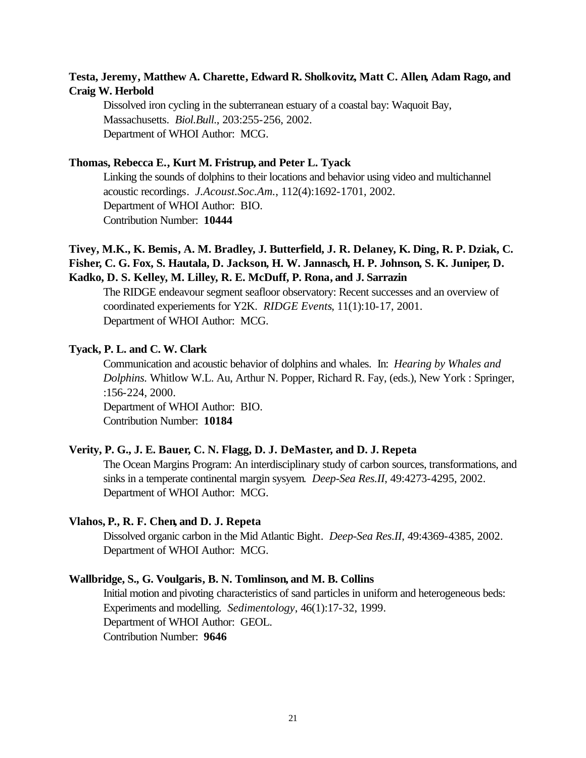**Testa, Jeremy, Matthew A. Charette, Edward R. Sholkovitz, Matt C. Allen, Adam Rago, and Craig W. Herbold**

Dissolved iron cycling in the subterranean estuary of a coastal bay: Waquoit Bay, Massachusetts. *Biol.Bull.*, 203:255-256, 2002.
Department of WHOI Author: MCG.

**Thomas, Rebecca E., Kurt M. Fristrup, and Peter L. Tyack**

Linking the sounds of dolphins to their locations and behavior using video and multichannel acoustic recordings. *J.Acoust.Soc.Am.*, 112(4):1692-1701, 2002.
Department of WHOI Author: BIO.
Contribution Number: **10444**

**Tivey, M.K., K. Bemis, A. M. Bradley, J. Butterfield, J. R. Delaney, K. Ding, R. P. Dziak, C. Fisher, C. G. Fox, S. Hautala, D. Jackson, H. W. Jannasch, H. P. Johnson, S. K. Juniper, D. Kadko, D. S. Kelley, M. Lilley, R. E. McDuff, P. Rona, and J. Sarrazin**

The RIDGE endeavour segment seafloor observatory: Recent successes and an overview of coordinated experiements for Y2K. *RIDGE Events*, 11(1):10-17, 2001.
Department of WHOI Author: MCG.

**Tyack, P. L. and C. W. Clark**

Communication and acoustic behavior of dolphins and whales. In: *Hearing by Whales and Dolphins.* Whitlow W.L. Au, Arthur N. Popper, Richard R. Fay, (eds.), New York : Springer, :156-224, 2000.
Department of WHOI Author: BIO.
Contribution Number: **10184**

**Verity, P. G., J. E. Bauer, C. N. Flagg, D. J. DeMaster, and D. J. Repeta**

The Ocean Margins Program: An interdisciplinary study of carbon sources, transformations, and sinks in a temperate continental margin sysyem. *Deep-Sea Res.II*, 49:4273-4295, 2002.
Department of WHOI Author: MCG.

**Vlahos, P., R. F. Chen, and D. J. Repeta**

Dissolved organic carbon in the Mid Atlantic Bight. *Deep-Sea Res.II*, 49:4369-4385, 2002.
Department of WHOI Author: MCG.

**Wallbridge, S., G. Voulgaris, B. N. Tomlinson, and M. B. Collins**

Initial motion and pivoting characteristics of sand particles in uniform and heterogeneous beds: Experiments and modelling. *Sedimentology*, 46(1):17-32, 1999.
Department of WHOI Author: GEOL.
Contribution Number: **9646**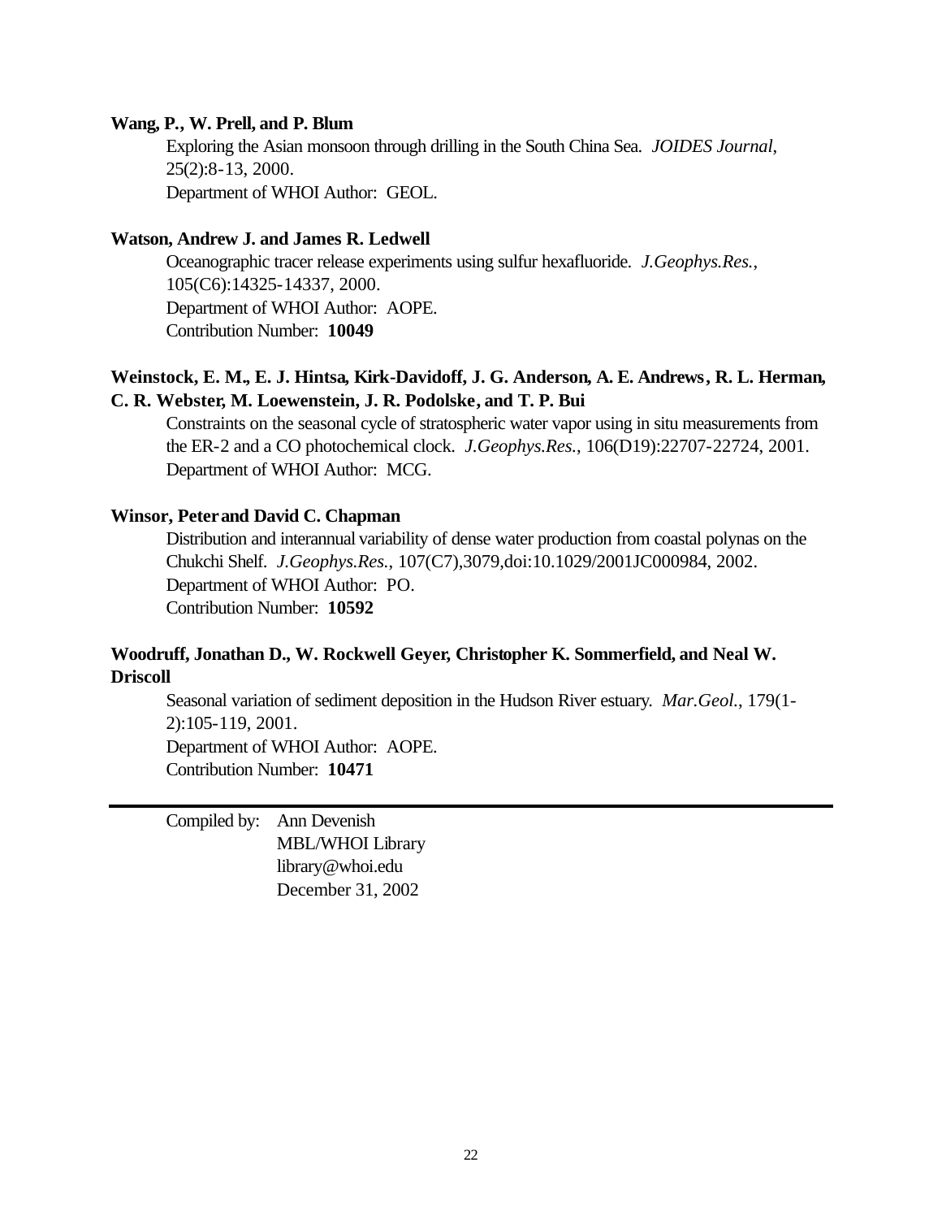**Wang, P., W. Prell, and P. Blum**

Exploring the Asian monsoon through drilling in the South China Sea. *JOIDES Journal*, 25(2):8-13, 2000.
Department of WHOI Author: GEOL.

**Watson, Andrew J. and James R. Ledwell**

Oceanographic tracer release experiments using sulfur hexafluoride. *J.Geophys.Res.*, 105(C6):14325-14337, 2000.
Department of WHOI Author: AOPE.
Contribution Number: **10049**

**Weinstock, E. M., E. J. Hintsa, Kirk-Davidoff, J. G. Anderson, A. E. Andrews, R. L. Herman, C. R. Webster, M. Loewenstein, J. R. Podolske, and T. P. Bui**

Constraints on the seasonal cycle of stratospheric water vapor using in situ measurements from the ER-2 and a CO photochemical clock. *J.Geophys.Res.*, 106(D19):22707-22724, 2001.
Department of WHOI Author: MCG.

**Winsor, Peter and David C. Chapman**

Distribution and interannual variability of dense water production from coastal polynas on the Chukchi Shelf. *J.Geophys.Res.*, 107(C7),3079,doi:10.1029/2001JC000984, 2002.
Department of WHOI Author: PO.
Contribution Number: **10592**

**Woodruff, Jonathan D., W. Rockwell Geyer, Christopher K. Sommerfield, and Neal W. Driscoll**

Seasonal variation of sediment deposition in the Hudson River estuary. *Mar.Geol.*, 179(1-2):105-119, 2001.
Department of WHOI Author: AOPE.
Contribution Number: **10471**

---

Compiled by: Ann Devenish
MBL/WHOI Library
library@whoi.edu
December 31, 2002